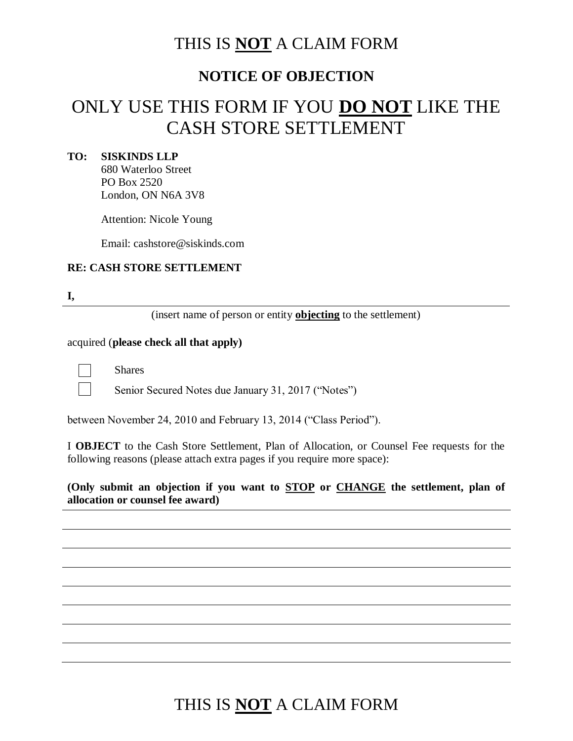# THIS IS **NOT** A CLAIM FORM

## NOTICE OF OBJECTION

# ONLY USE THIS FORM IF YOU **DO NOT** LIKE THE CASH STORE SETTLEMENT

**TO: SISKINDS LLP**
680 Waterloo Street
PO Box 2520
London, ON N6A 3V8

Attention: Nicole Young

Email: cashstore@siskinds.com

**RE: CASH STORE SETTLEMENT**

**I,** ______________________________________________________________

(insert name of person or entity **objecting** to the settlement)

acquired (**please check all that apply)**

☐ Shares

☐ Senior Secured Notes due January 31, 2017 ("Notes")

between November 24, 2010 and February 13, 2014 ("Class Period").

I **OBJECT** to the Cash Store Settlement, Plan of Allocation, or Counsel Fee requests for the following reasons (please attach extra pages if you require more space):

**(Only submit an objection if you want to STOP or CHANGE the settlement, plan of allocation or counsel fee award)**

______________________________________________________________

______________________________________________________________

______________________________________________________________

______________________________________________________________

______________________________________________________________

______________________________________________________________

______________________________________________________________

______________________________________________________________

# THIS IS **NOT** A CLAIM FORM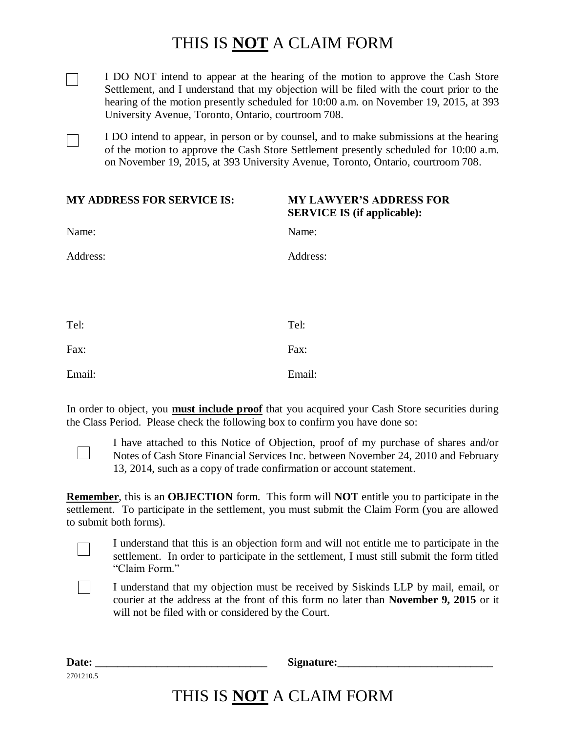# THIS IS **NOT** A CLAIM FORM

☐ I DO NOT intend to appear at the hearing of the motion to approve the Cash Store Settlement, and I understand that my objection will be filed with the court prior to the hearing of the motion presently scheduled for 10:00 a.m. on November 19, 2015, at 393 University Avenue, Toronto, Ontario, courtroom 708.

☐ I DO intend to appear, in person or by counsel, and to make submissions at the hearing of the motion to approve the Cash Store Settlement presently scheduled for 10:00 a.m. on November 19, 2015, at 393 University Avenue, Toronto, Ontario, courtroom 708.

| **MY ADDRESS FOR SERVICE IS:** | **MY LAWYER'S ADDRESS FOR SERVICE IS (if applicable):** |
|---|---|
| Name: | Name: |
| Address: | Address: |
| Tel: | Tel: |
| Fax: | Fax: |
| Email: | Email: |

In order to object, you **must include proof** that you acquired your Cash Store securities during the Class Period. Please check the following box to confirm you have done so:

☐ I have attached to this Notice of Objection, proof of my purchase of shares and/or Notes of Cash Store Financial Services Inc. between November 24, 2010 and February 13, 2014, such as a copy of trade confirmation or account statement.

**Remember**, this is an **OBJECTION** form. This form will **NOT** entitle you to participate in the settlement. To participate in the settlement, you must submit the Claim Form (you are allowed to submit both forms).

☐ I understand that this is an objection form and will not entitle me to participate in the settlement. In order to participate in the settlement, I must still submit the form titled "Claim Form."

☐ I understand that my objection must be received by Siskinds LLP by mail, email, or courier at the address at the front of this form no later than **November 9, 2015** or it will not be filed with or considered by the Court.

**Date:** ______________________________ **Signature:**___________________________

2701210.5

# THIS IS **NOT** A CLAIM FORM